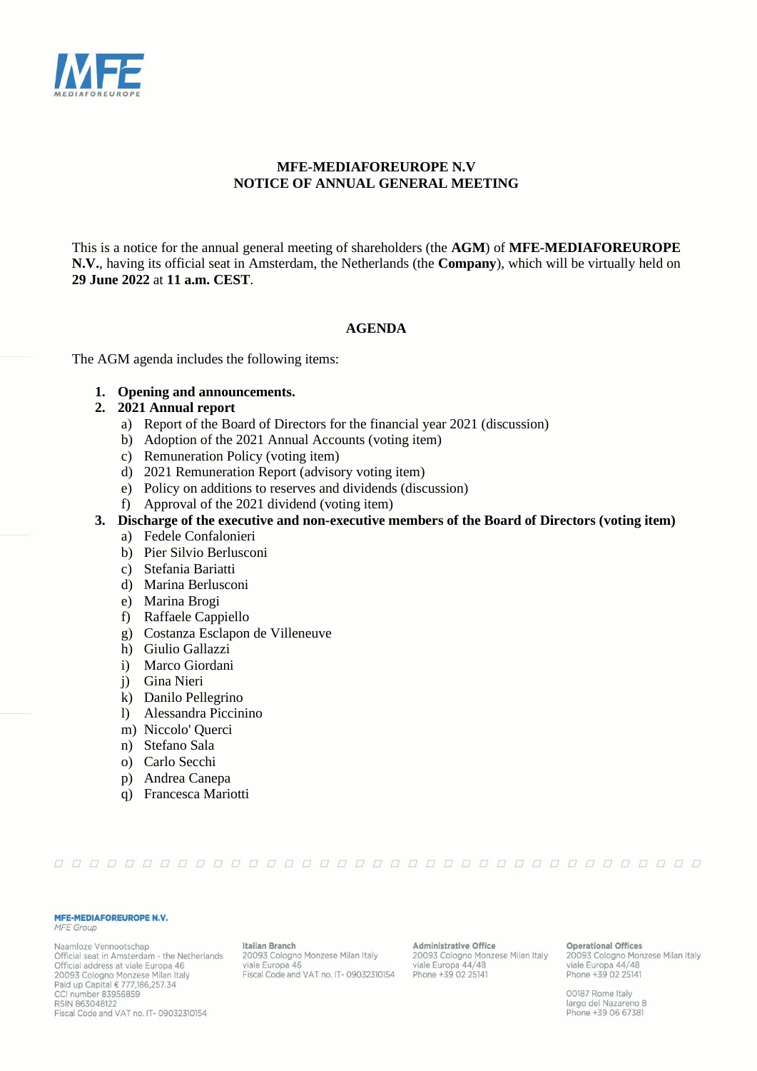**MFE-MEDIAFOREUROPE N.V**
**NOTICE OF ANNUAL GENERAL MEETING**

This is a notice for the annual general meeting of shareholders (the **AGM**) of **MFE-MEDIAFOREUROPE N.V.**, having its official seat in Amsterdam, the Netherlands (the **Company**), which will be virtually held on **29 June 2022** at **11 a.m. CEST**.

## AGENDA

The AGM agenda includes the following items:

1. **Opening and announcements.**
2. **2021 Annual report**
   a) Report of the Board of Directors for the financial year 2021 (discussion)
   b) Adoption of the 2021 Annual Accounts (voting item)
   c) Remuneration Policy (voting item)
   d) 2021 Remuneration Report (advisory voting item)
   e) Policy on additions to reserves and dividends (discussion)
   f) Approval of the 2021 dividend (voting item)
3. **Discharge of the executive and non-executive members of the Board of Directors (voting item)**
   a) Fedele Confalonieri
   b) Pier Silvio Berlusconi
   c) Stefania Bariatti
   d) Marina Berlusconi
   e) Marina Brogi
   f) Raffaele Cappiello
   g) Costanza Esclapon de Villeneuve
   h) Giulio Gallazzi
   i) Marco Giordani
   j) Gina Nieri
   k) Danilo Pellegrino
   l) Alessandra Piccinino
   m) Niccolo' Querci
   n) Stefano Sala
   o) Carlo Secchi
   p) Andrea Canepa
   q) Francesca Mariotti

**MFE-MEDIAFOREUROPE N.V.**
*MFE Group*

Naamloze Vennootschap
Official seat in Amsterdam - the Netherlands
Official address at viale Europa 46
20093 Cologno Monzese Milan Italy
Paid up Capital € 777,186,257.34
CCI number 83956859
RSIN 863048122
Fiscal Code and VAT no. IT- 09032310154

**Italian Branch**
20093 Cologno Monzese Milan Italy
viale Europa 46
Fiscal Code and VAT no. IT- 09032310154

**Administrative Office**
20093 Cologno Monzese Milan Italy
viale Europa 44/48
Phone +39 02 25141

**Operational Offices**
20093 Cologno Monzese Milan Italy
viale Europa 44/48
Phone +39 02 25141

00187 Rome Italy
largo del Nazareno 8
Phone +39 06 67381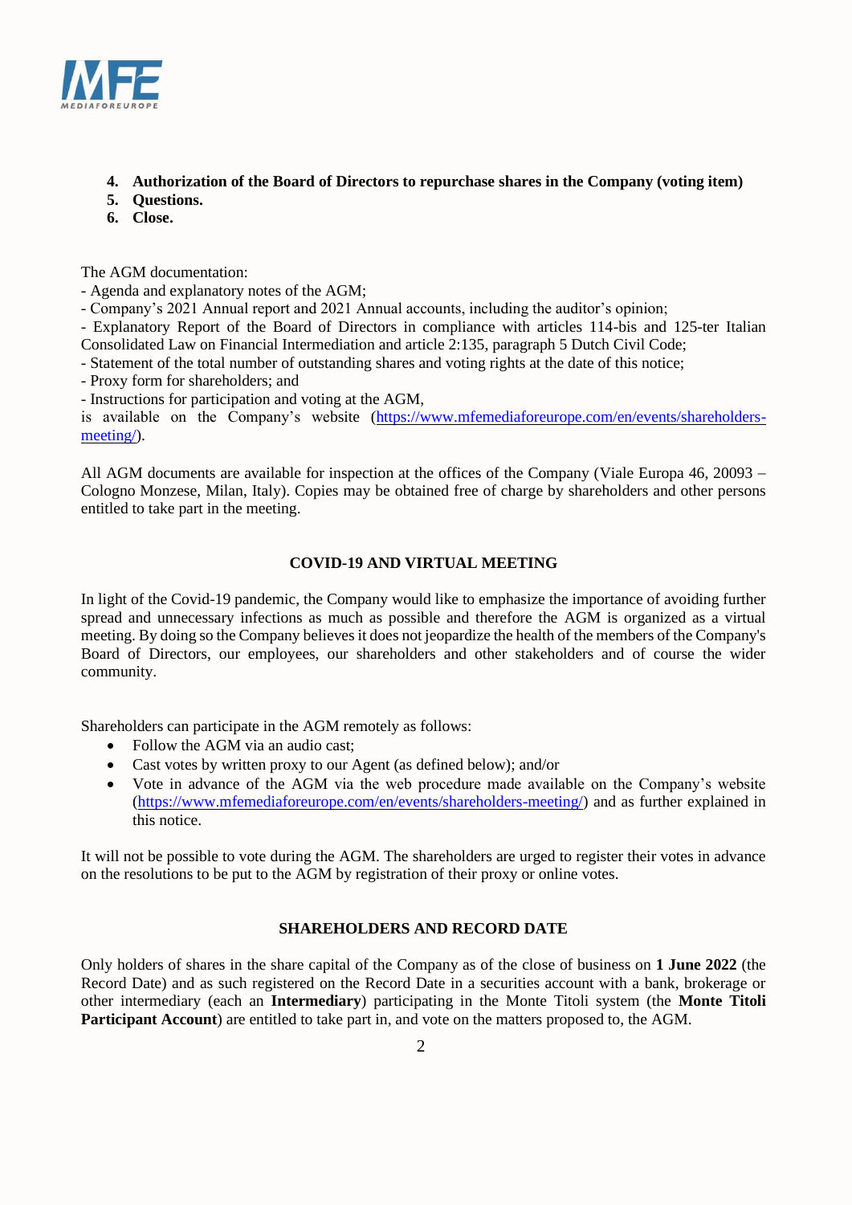4. **Authorization of the Board of Directors to repurchase shares in the Company (voting item)**
5. **Questions.**
6. **Close.**

The AGM documentation:
- Agenda and explanatory notes of the AGM;
- Company's 2021 Annual report and 2021 Annual accounts, including the auditor's opinion;
- Explanatory Report of the Board of Directors in compliance with articles 114-bis and 125-ter Italian Consolidated Law on Financial Intermediation and article 2:135, paragraph 5 Dutch Civil Code;
- Statement of the total number of outstanding shares and voting rights at the date of this notice;
- Proxy form for shareholders; and
- Instructions for participation and voting at the AGM,

is available on the Company's website (https://www.mfemediaforeurope.com/en/events/shareholders-meeting/).

All AGM documents are available for inspection at the offices of the Company (Viale Europa 46, 20093 – Cologno Monzese, Milan, Italy). Copies may be obtained free of charge by shareholders and other persons entitled to take part in the meeting.

## COVID-19 AND VIRTUAL MEETING

In light of the Covid-19 pandemic, the Company would like to emphasize the importance of avoiding further spread and unnecessary infections as much as possible and therefore the AGM is organized as a virtual meeting. By doing so the Company believes it does not jeopardize the health of the members of the Company's Board of Directors, our employees, our shareholders and other stakeholders and of course the wider community.

Shareholders can participate in the AGM remotely as follows:

- Follow the AGM via an audio cast;
- Cast votes by written proxy to our Agent (as defined below); and/or
- Vote in advance of the AGM via the web procedure made available on the Company's website (https://www.mfemediaforeurope.com/en/events/shareholders-meeting/) and as further explained in this notice.

It will not be possible to vote during the AGM. The shareholders are urged to register their votes in advance on the resolutions to be put to the AGM by registration of their proxy or online votes.

## SHAREHOLDERS AND RECORD DATE

Only holders of shares in the share capital of the Company as of the close of business on **1 June 2022** (the Record Date) and as such registered on the Record Date in a securities account with a bank, brokerage or other intermediary (each an **Intermediary**) participating in the Monte Titoli system (the **Monte Titoli Participant Account**) are entitled to take part in, and vote on the matters proposed to, the AGM.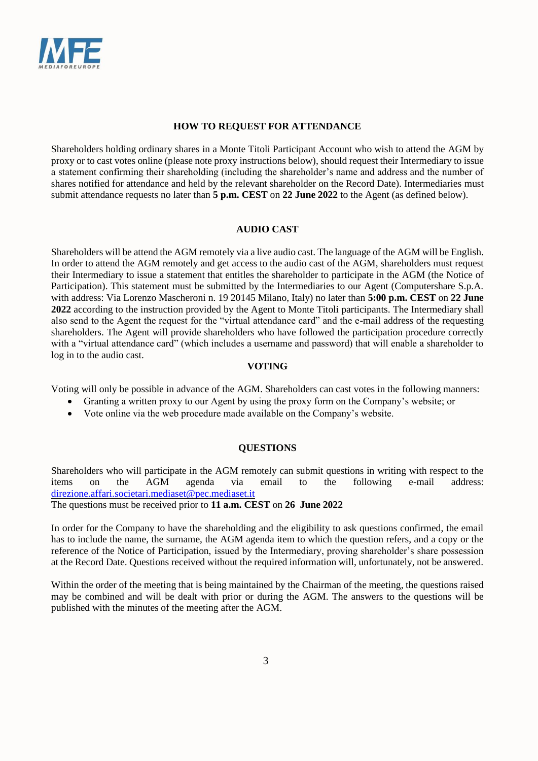## HOW TO REQUEST FOR ATTENDANCE

Shareholders holding ordinary shares in a Monte Titoli Participant Account who wish to attend the AGM by proxy or to cast votes online (please note proxy instructions below), should request their Intermediary to issue a statement confirming their shareholding (including the shareholder's name and address and the number of shares notified for attendance and held by the relevant shareholder on the Record Date). Intermediaries must submit attendance requests no later than **5 p.m. CEST** on **22 June 2022** to the Agent (as defined below).

## AUDIO CAST

Shareholders will be attend the AGM remotely via a live audio cast. The language of the AGM will be English. In order to attend the AGM remotely and get access to the audio cast of the AGM, shareholders must request their Intermediary to issue a statement that entitles the shareholder to participate in the AGM (the Notice of Participation). This statement must be submitted by the Intermediaries to our Agent (Computershare S.p.A. with address: Via Lorenzo Mascheroni n. 19 20145 Milano, Italy) no later than **5:00 p.m. CEST** on **22 June 2022** according to the instruction provided by the Agent to Monte Titoli participants. The Intermediary shall also send to the Agent the request for the "virtual attendance card" and the e-mail address of the requesting shareholders. The Agent will provide shareholders who have followed the participation procedure correctly with a "virtual attendance card" (which includes a username and password) that will enable a shareholder to log in to the audio cast.

## VOTING

Voting will only be possible in advance of the AGM. Shareholders can cast votes in the following manners:

- Granting a written proxy to our Agent by using the proxy form on the Company's website; or
- Vote online via the web procedure made available on the Company's website.

## QUESTIONS

Shareholders who will participate in the AGM remotely can submit questions in writing with respect to the items on the AGM agenda via email to the following e-mail address: direzione.affari.societari.mediaset@pec.mediaset.it
The questions must be received prior to **11 a.m. CEST** on **26 June 2022**

In order for the Company to have the shareholding and the eligibility to ask questions confirmed, the email has to include the name, the surname, the AGM agenda item to which the question refers, and a copy or the reference of the Notice of Participation, issued by the Intermediary, proving shareholder's share possession at the Record Date. Questions received without the required information will, unfortunately, not be answered.

Within the order of the meeting that is being maintained by the Chairman of the meeting, the questions raised may be combined and will be dealt with prior or during the AGM. The answers to the questions will be published with the minutes of the meeting after the AGM.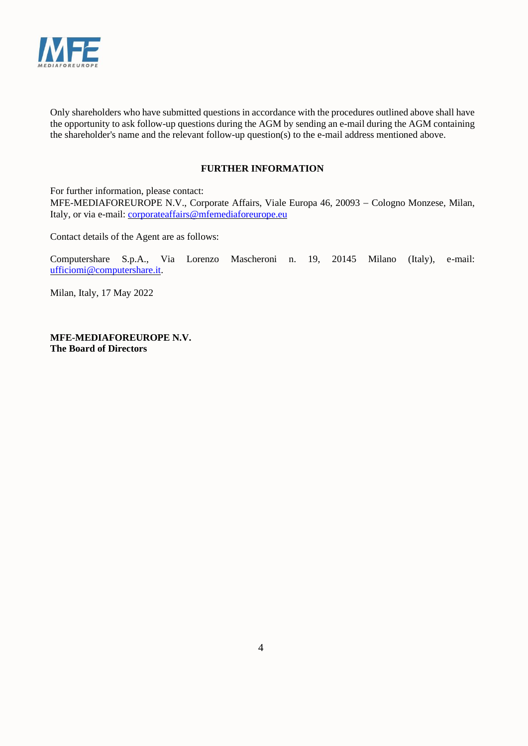Only shareholders who have submitted questions in accordance with the procedures outlined above shall have the opportunity to ask follow-up questions during the AGM by sending an e-mail during the AGM containing the shareholder's name and the relevant follow-up question(s) to the e-mail address mentioned above.

## FURTHER INFORMATION

For further information, please contact:
MFE-MEDIAFOREUROPE N.V., Corporate Affairs, Viale Europa 46, 20093 – Cologno Monzese, Milan, Italy, or via e-mail: corporateaffairs@mfemediaforeurope.eu

Contact details of the Agent are as follows:

Computershare S.p.A., Via Lorenzo Mascheroni n. 19, 20145 Milano (Italy), e-mail: ufficiomi@computershare.it.

Milan, Italy, 17 May 2022

**MFE-MEDIAFOREUROPE N.V.**
**The Board of Directors**